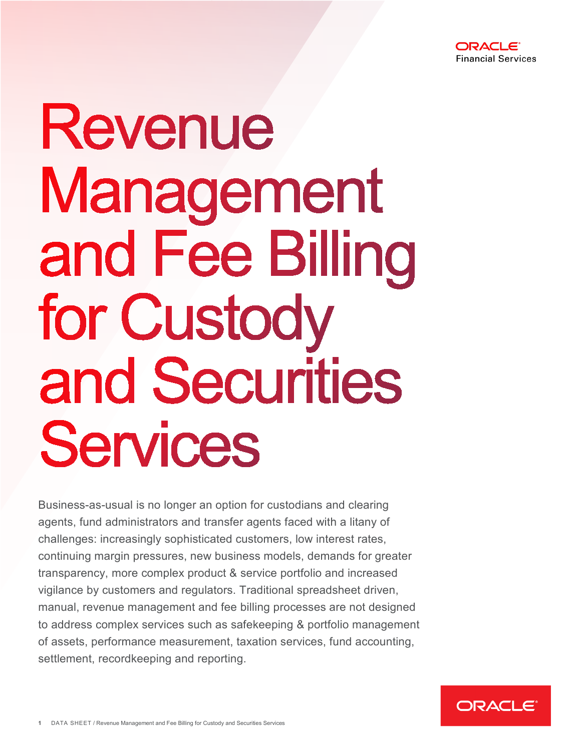# Revenue Management and Fee Billing for Custody and Securities Services

Business-as-usual is no longer an option for custodians and clearing agents, fund administrators and transfer agents faced with a litany of challenges: increasingly sophisticated customers, low interest rates, continuing margin pressures, new business models, demands for greater transparency, more complex product & service portfolio and increased vigilance by customers and regulators. Traditional spreadsheet driven, manual, revenue management and fee billing processes are not designed to address complex services such as safekeeping & portfolio management of assets, performance measurement, taxation services, fund accounting, settlement, recordkeeping and reporting.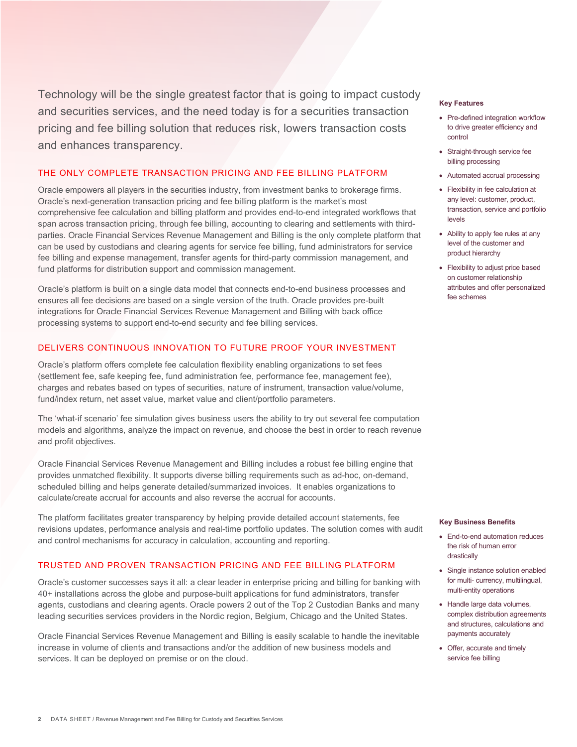Technology will be the single greatest factor that is going to impact custody and securities services, and the need today is for a securities transaction pricing and fee billing solution that reduces risk, lowers transaction costs and enhances transparency.

## THE ONLY COMPLETE TRANSACTION PRICING AND FEE BILLING PLATFORM

Oracle empowers all players in the securities industry, from investment banks to brokerage firms. Oracle's next-generation transaction pricing and fee billing platform is the market's most comprehensive fee calculation and billing platform and provides end-to-end integrated workflows that span across transaction pricing, through fee billing, accounting to clearing and settlements with third-parties. Oracle Financial Services Revenue Management and Billing is the only complete platform that can be used by custodians and clearing agents for service fee billing, fund administrators for service fee billing and expense management, transfer agents for third-party commission management, and fund platforms for distribution support and commission management.

Oracle's platform is built on a single data model that connects end-to-end business processes and ensures all fee decisions are based on a single version of the truth. Oracle provides pre-built integrations for Oracle Financial Services Revenue Management and Billing with back office processing systems to support end-to-end security and fee billing services.

## DELIVERS CONTINUOUS INNOVATION TO FUTURE PROOF YOUR INVESTMENT

Oracle's platform offers complete fee calculation flexibility enabling organizations to set fees (settlement fee, safe keeping fee, fund administration fee, performance fee, management fee), charges and rebates based on types of securities, nature of instrument, transaction value/volume, fund/index return, net asset value, market value and client/portfolio parameters.

The 'what-if scenario' fee simulation gives business users the ability to try out several fee computation models and algorithms, analyze the impact on revenue, and choose the best in order to reach revenue and profit objectives.

Oracle Financial Services Revenue Management and Billing includes a robust fee billing engine that provides unmatched flexibility. It supports diverse billing requirements such as ad-hoc, on-demand, scheduled billing and helps generate detailed/summarized invoices. It enables organizations to calculate/create accrual for accounts and also reverse the accrual for accounts.

The platform facilitates greater transparency by helping provide detailed account statements, fee revisions updates, performance analysis and real-time portfolio updates. The solution comes with audit and control mechanisms for accuracy in calculation, accounting and reporting.

## TRUSTED AND PROVEN TRANSACTION PRICING AND FEE BILLING PLATFORM

Oracle's customer successes says it all: a clear leader in enterprise pricing and billing for banking with 40+ installations across the globe and purpose-built applications for fund administrators, transfer agents, custodians and clearing agents. Oracle powers 2 out of the Top 2 Custodian Banks and many leading securities services providers in the Nordic region, Belgium, Chicago and the United States.

Oracle Financial Services Revenue Management and Billing is easily scalable to handle the inevitable increase in volume of clients and transactions and/or the addition of new business models and services. It can be deployed on premise or on the cloud.

### Key Features

- Pre-defined integration workflow to drive greater efficiency and control
- Straight-through service fee billing processing
- Automated accrual processing
- Flexibility in fee calculation at any level: customer, product, transaction, service and portfolio levels
- Ability to apply fee rules at any level of the customer and product hierarchy
- Flexibility to adjust price based on customer relationship attributes and offer personalized fee schemes

### Key Business Benefits

- End-to-end automation reduces the risk of human error drastically
- Single instance solution enabled for multi- currency, multilingual, multi-entity operations
- Handle large data volumes, complex distribution agreements and structures, calculations and payments accurately
- Offer, accurate and timely service fee billing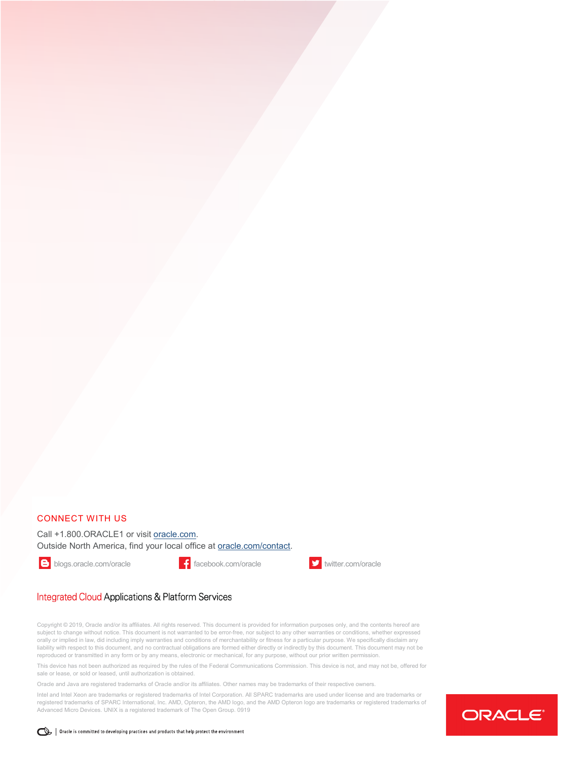## CONNECT WITH US

Call +1.800.ORACLE1 or visit oracle.com.
Outside North America, find your local office at oracle.com/contact.

blogs.oracle.com/oracle | facebook.com/oracle | twitter.com/oracle

Integrated Cloud Applications & Platform Services

Copyright © 2019, Oracle and/or its affiliates. All rights reserved. This document is provided for information purposes only, and the contents hereof are subject to change without notice. This document is not warranted to be error-free, nor subject to any other warranties or conditions, whether expressed orally or implied in law, did including imply warranties and conditions of merchantability or fitness for a particular purpose. We specifically disclaim any liability with respect to this document, and no contractual obligations are formed either directly or indirectly by this document. This document may not be reproduced or transmitted in any form or by any means, electronic or mechanical, for any purpose, without our prior written permission.

This device has not been authorized as required by the rules of the Federal Communications Commission. This device is not, and may not be, offered for sale or lease, or sold or leased, until authorization is obtained.

Oracle and Java are registered trademarks of Oracle and/or its affiliates. Other names may be trademarks of their respective owners.

Intel and Intel Xeon are trademarks or registered trademarks of Intel Corporation. All SPARC trademarks are used under license and are trademarks or registered trademarks of SPARC International, Inc. AMD, Opteron, the AMD logo, and the AMD Opteron logo are trademarks or registered trademarks of Advanced Micro Devices. UNIX is a registered trademark of The Open Group. 0919

ORACLE®

Oracle is committed to developing practices and products that help protect the environment